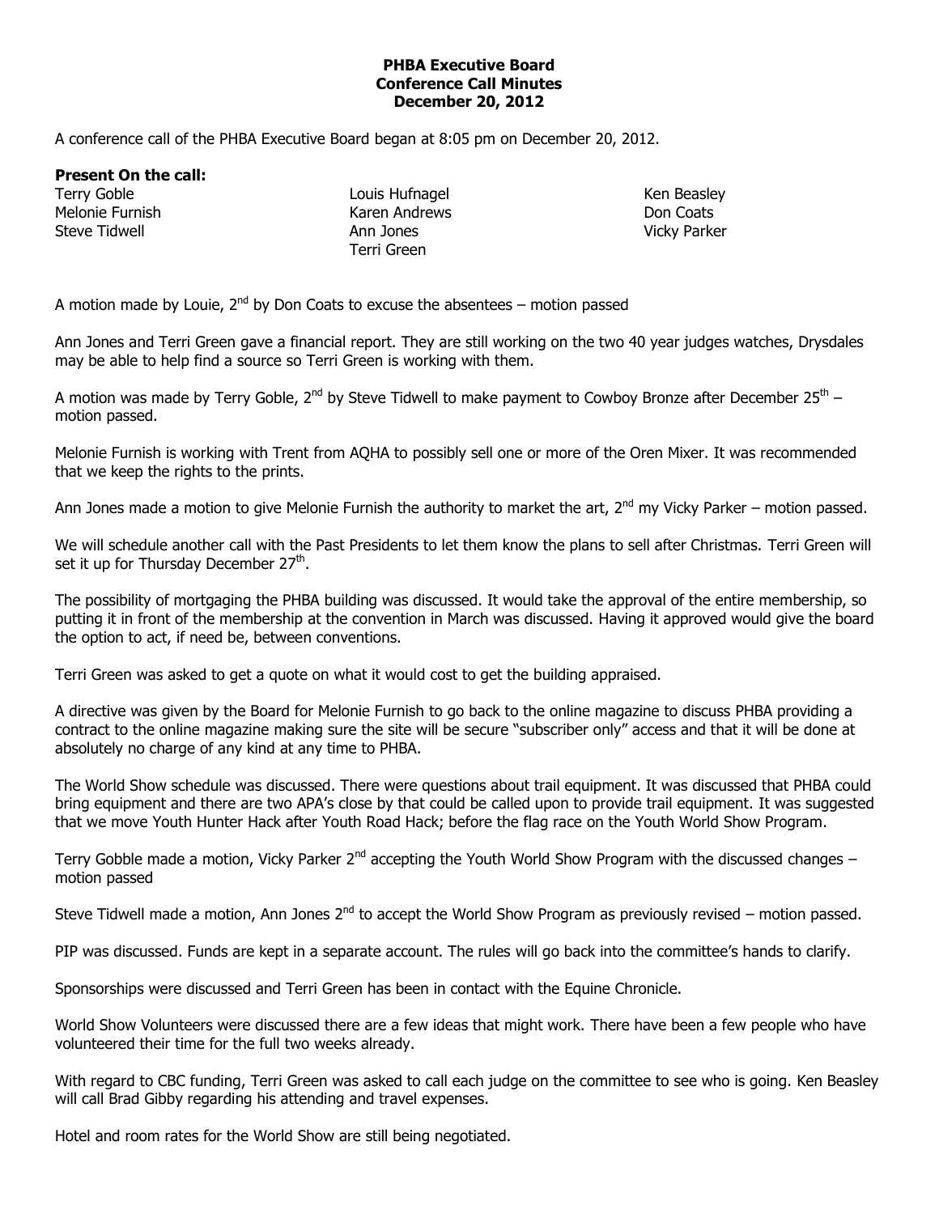**PHBA Executive Board**
**Conference Call Minutes**
**December 20, 2012**

A conference call of the PHBA Executive Board began at 8:05 pm on December 20, 2012.

**Present On the call:**

Terry Goble
Melonie Furnish
Steve Tidwell
Louis Hufnagel
Karen Andrews
Ann Jones
Terri Green
Ken Beasley
Don Coats
Vicky Parker

A motion made by Louie, 2nd by Don Coats to excuse the absentees – motion passed

Ann Jones and Terri Green gave a financial report. They are still working on the two 40 year judges watches, Drysdales may be able to help find a source so Terri Green is working with them.

A motion was made by Terry Goble, 2nd by Steve Tidwell to make payment to Cowboy Bronze after December 25th – motion passed.

Melonie Furnish is working with Trent from AQHA to possibly sell one or more of the Oren Mixer. It was recommended that we keep the rights to the prints.

Ann Jones made a motion to give Melonie Furnish the authority to market the art, 2nd my Vicky Parker – motion passed.

We will schedule another call with the Past Presidents to let them know the plans to sell after Christmas. Terri Green will set it up for Thursday December 27th.

The possibility of mortgaging the PHBA building was discussed. It would take the approval of the entire membership, so putting it in front of the membership at the convention in March was discussed. Having it approved would give the board the option to act, if need be, between conventions.

Terri Green was asked to get a quote on what it would cost to get the building appraised.

A directive was given by the Board for Melonie Furnish to go back to the online magazine to discuss PHBA providing a contract to the online magazine making sure the site will be secure "subscriber only" access and that it will be done at absolutely no charge of any kind at any time to PHBA.

The World Show schedule was discussed. There were questions about trail equipment. It was discussed that PHBA could bring equipment and there are two APA's close by that could be called upon to provide trail equipment. It was suggested that we move Youth Hunter Hack after Youth Road Hack; before the flag race on the Youth World Show Program.

Terry Gobble made a motion, Vicky Parker 2nd accepting the Youth World Show Program with the discussed changes – motion passed

Steve Tidwell made a motion, Ann Jones 2nd to accept the World Show Program as previously revised – motion passed.

PIP was discussed. Funds are kept in a separate account. The rules will go back into the committee's hands to clarify.

Sponsorships were discussed and Terri Green has been in contact with the Equine Chronicle.

World Show Volunteers were discussed there are a few ideas that might work. There have been a few people who have volunteered their time for the full two weeks already.

With regard to CBC funding, Terri Green was asked to call each judge on the committee to see who is going. Ken Beasley will call Brad Gibby regarding his attending and travel expenses.

Hotel and room rates for the World Show are still being negotiated.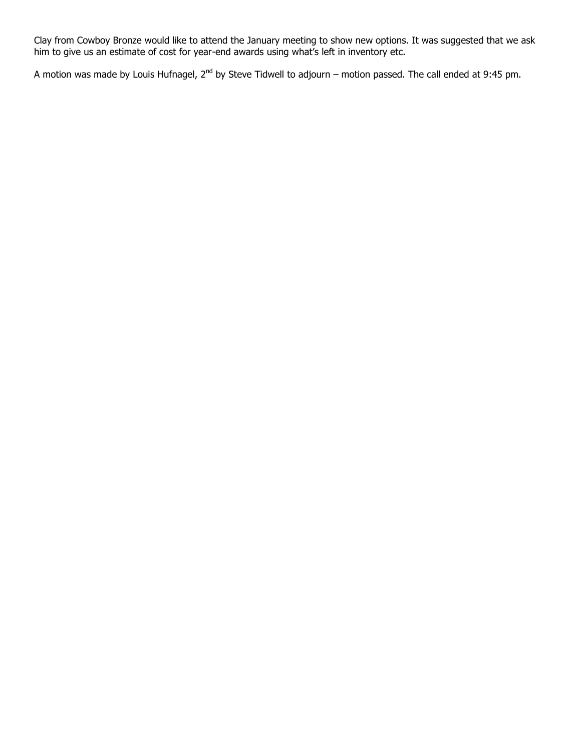Clay from Cowboy Bronze would like to attend the January meeting to show new options. It was suggested that we ask him to give us an estimate of cost for year-end awards using what's left in inventory etc.

A motion was made by Louis Hufnagel, 2nd by Steve Tidwell to adjourn – motion passed. The call ended at 9:45 pm.